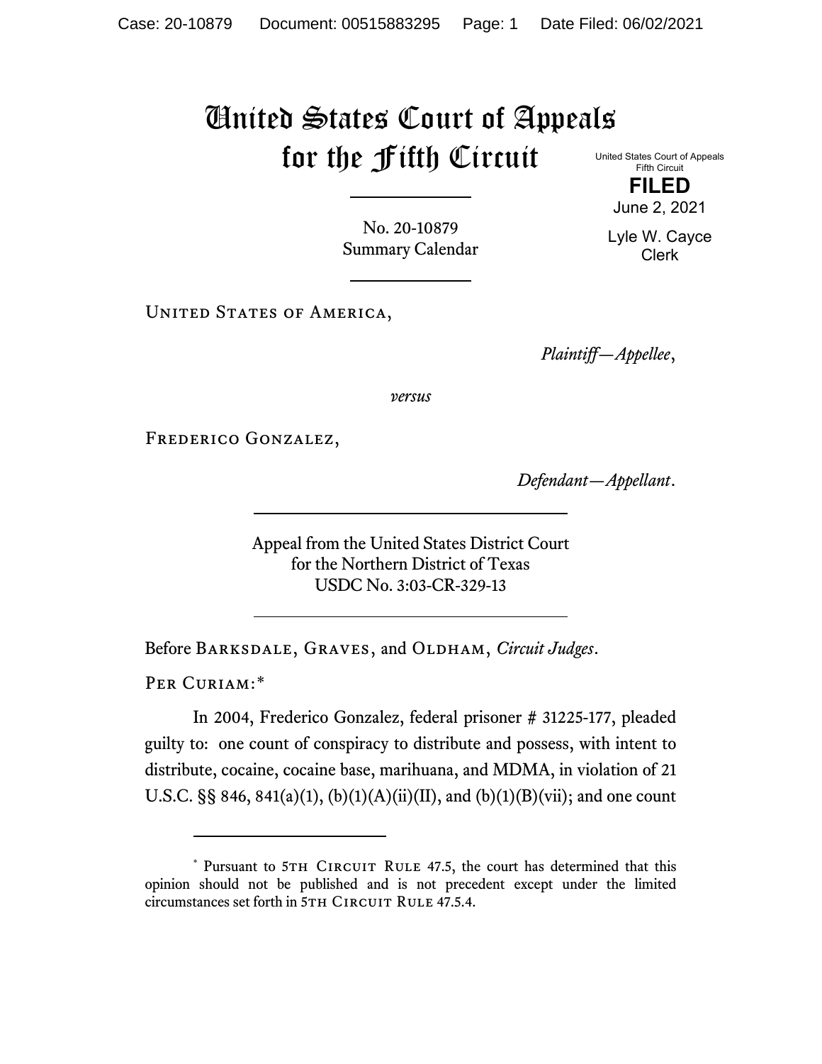# United States Court of Appeals for the Fifth Circuit

United States Court of Appeals
Fifth Circuit

**FILED**

June 2, 2021

Lyle W. Cayce
Clerk

No. 20-10879
Summary Calendar

---

United States of America,

*Plaintiff—Appellee*,

*versus*

Frederico Gonzalez,

*Defendant—Appellant*.

---

Appeal from the United States District Court
for the Northern District of Texas
USDC No. 3:03-CR-329-13

---

Before Barksdale, Graves, and Oldham, *Circuit Judges*.

Per Curiam:*

In 2004, Frederico Gonzalez, federal prisoner # 31225-177, pleaded guilty to: one count of conspiracy to distribute and possess, with intent to distribute, cocaine, cocaine base, marihuana, and MDMA, in violation of 21 U.S.C. §§ 846, 841(a)(1), (b)(1)(A)(ii)(II), and (b)(1)(B)(vii); and one count

---

\* Pursuant to 5th Circuit Rule 47.5, the court has determined that this opinion should not be published and is not precedent except under the limited circumstances set forth in 5th Circuit Rule 47.5.4.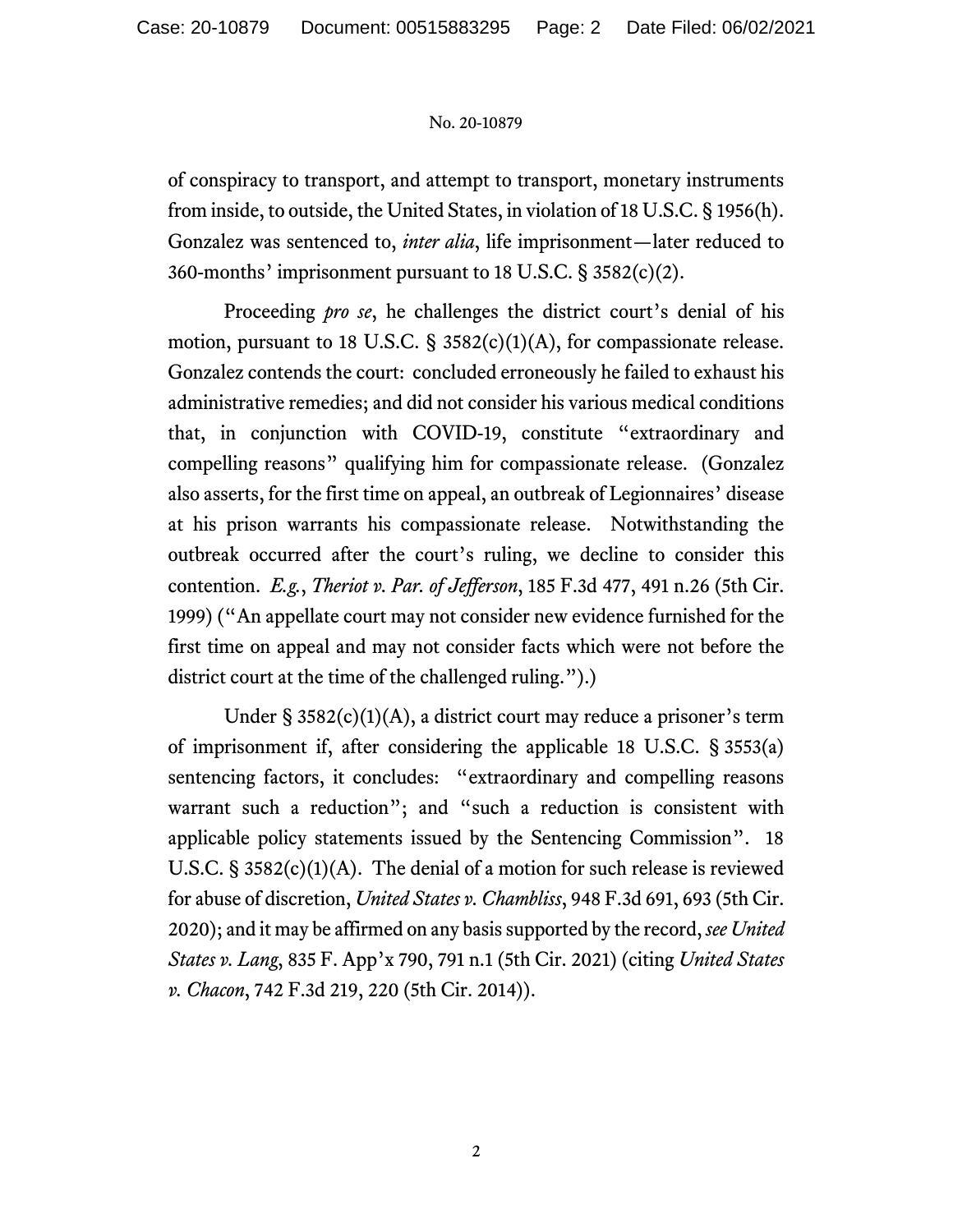of conspiracy to transport, and attempt to transport, monetary instruments from inside, to outside, the United States, in violation of 18 U.S.C. § 1956(h). Gonzalez was sentenced to, *inter alia*, life imprisonment—later reduced to 360-months' imprisonment pursuant to 18 U.S.C. § 3582(c)(2).

Proceeding *pro se*, he challenges the district court's denial of his motion, pursuant to 18 U.S.C. § 3582(c)(1)(A), for compassionate release. Gonzalez contends the court: concluded erroneously he failed to exhaust his administrative remedies; and did not consider his various medical conditions that, in conjunction with COVID-19, constitute "extraordinary and compelling reasons" qualifying him for compassionate release. (Gonzalez also asserts, for the first time on appeal, an outbreak of Legionnaires' disease at his prison warrants his compassionate release. Notwithstanding the outbreak occurred after the court's ruling, we decline to consider this contention. *E.g.*, *Theriot v. Par. of Jefferson*, 185 F.3d 477, 491 n.26 (5th Cir. 1999) ("An appellate court may not consider new evidence furnished for the first time on appeal and may not consider facts which were not before the district court at the time of the challenged ruling.").)

Under § 3582(c)(1)(A), a district court may reduce a prisoner's term of imprisonment if, after considering the applicable 18 U.S.C. § 3553(a) sentencing factors, it concludes: "extraordinary and compelling reasons warrant such a reduction"; and "such a reduction is consistent with applicable policy statements issued by the Sentencing Commission". 18 U.S.C. § 3582(c)(1)(A). The denial of a motion for such release is reviewed for abuse of discretion, *United States v. Chambliss*, 948 F.3d 691, 693 (5th Cir. 2020); and it may be affirmed on any basis supported by the record, *see United States v. Lang*, 835 F. App'x 790, 791 n.1 (5th Cir. 2021) (citing *United States v. Chacon*, 742 F.3d 219, 220 (5th Cir. 2014)).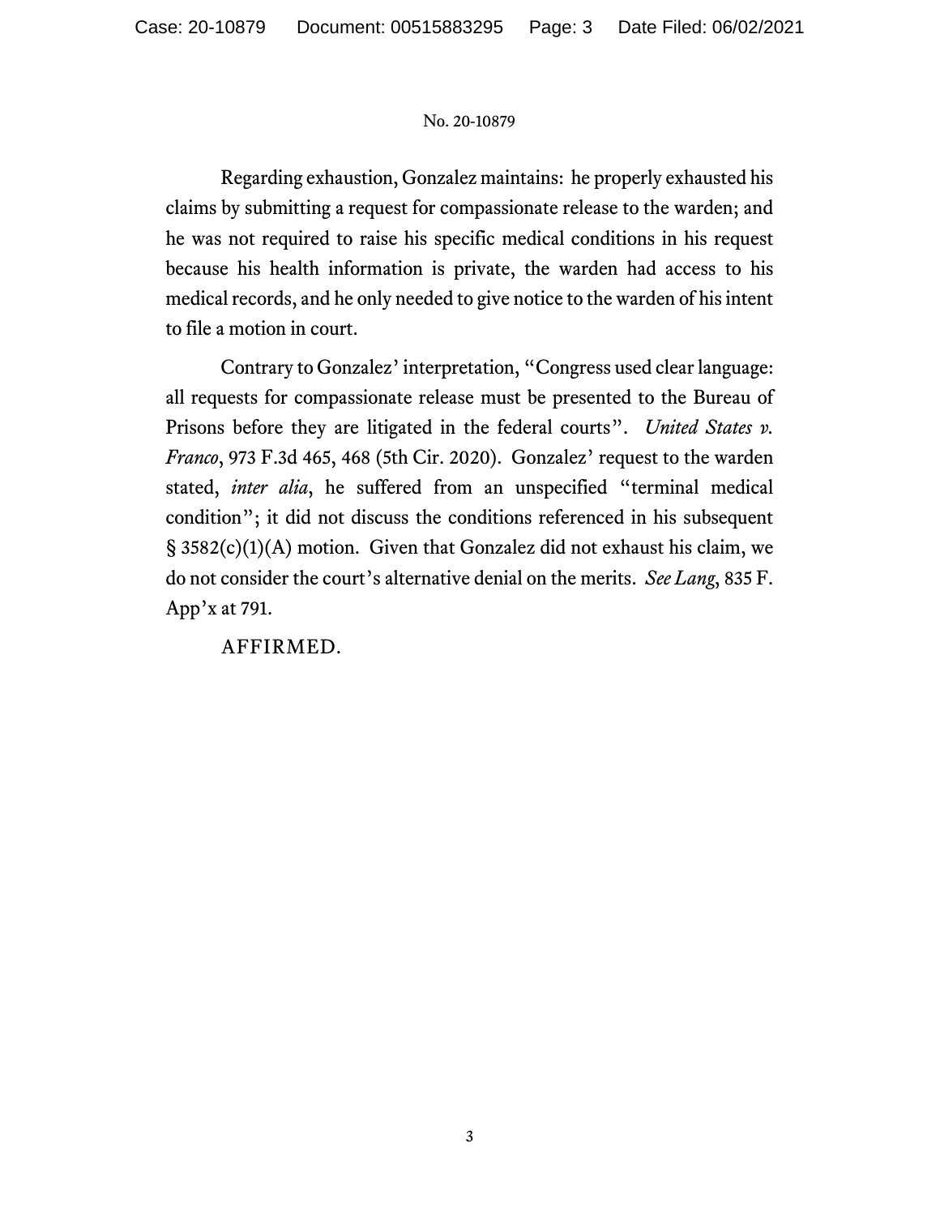Regarding exhaustion, Gonzalez maintains: he properly exhausted his claims by submitting a request for compassionate release to the warden; and he was not required to raise his specific medical conditions in his request because his health information is private, the warden had access to his medical records, and he only needed to give notice to the warden of his intent to file a motion in court.

Contrary to Gonzalez' interpretation, "Congress used clear language: all requests for compassionate release must be presented to the Bureau of Prisons before they are litigated in the federal courts". *United States v. Franco*, 973 F.3d 465, 468 (5th Cir. 2020). Gonzalez' request to the warden stated, *inter alia*, he suffered from an unspecified "terminal medical condition"; it did not discuss the conditions referenced in his subsequent § 3582(c)(1)(A) motion. Given that Gonzalez did not exhaust his claim, we do not consider the court's alternative denial on the merits. *See Lang*, 835 F. App'x at 791.

AFFIRMED.